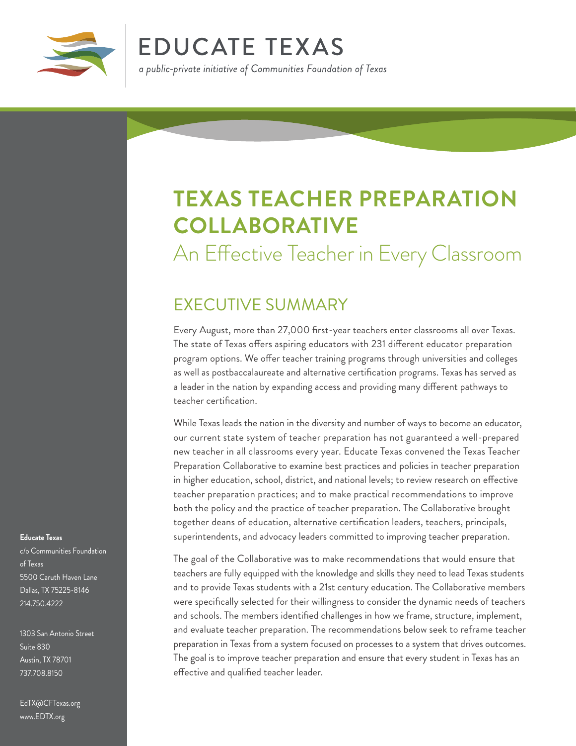# EDUCATE TEXAS

*a public-private initiative of Communities Foundation of Texas*

# TEXAS TEACHER PREPARATION COLLABORATIVE

## An Effective Teacher in Every Classroom

## EXECUTIVE SUMMARY

Every August, more than 27,000 first-year teachers enter classrooms all over Texas. The state of Texas offers aspiring educators with 231 different educator preparation program options. We offer teacher training programs through universities and colleges as well as postbaccalaureate and alternative certification programs. Texas has served as a leader in the nation by expanding access and providing many different pathways to teacher certification.

While Texas leads the nation in the diversity and number of ways to become an educator, our current state system of teacher preparation has not guaranteed a well-prepared new teacher in all classrooms every year. Educate Texas convened the Texas Teacher Preparation Collaborative to examine best practices and policies in teacher preparation in higher education, school, district, and national levels; to review research on effective teacher preparation practices; and to make practical recommendations to improve both the policy and the practice of teacher preparation. The Collaborative brought together deans of education, alternative certification leaders, teachers, principals, superintendents, and advocacy leaders committed to improving teacher preparation.

The goal of the Collaborative was to make recommendations that would ensure that teachers are fully equipped with the knowledge and skills they need to lead Texas students and to provide Texas students with a 21st century education. The Collaborative members were specifically selected for their willingness to consider the dynamic needs of teachers and schools. The members identified challenges in how we frame, structure, implement, and evaluate teacher preparation. The recommendations below seek to reframe teacher preparation in Texas from a system focused on processes to a system that drives outcomes. The goal is to improve teacher preparation and ensure that every student in Texas has an effective and qualified teacher leader.

**Educate Texas**
c/o Communities Foundation of Texas
5500 Caruth Haven Lane
Dallas, TX 75225-8146
214.750.4222

1303 San Antonio Street
Suite 830
Austin, TX 78701
737.708.8150

EdTX@CFTexas.org
www.EDTX.org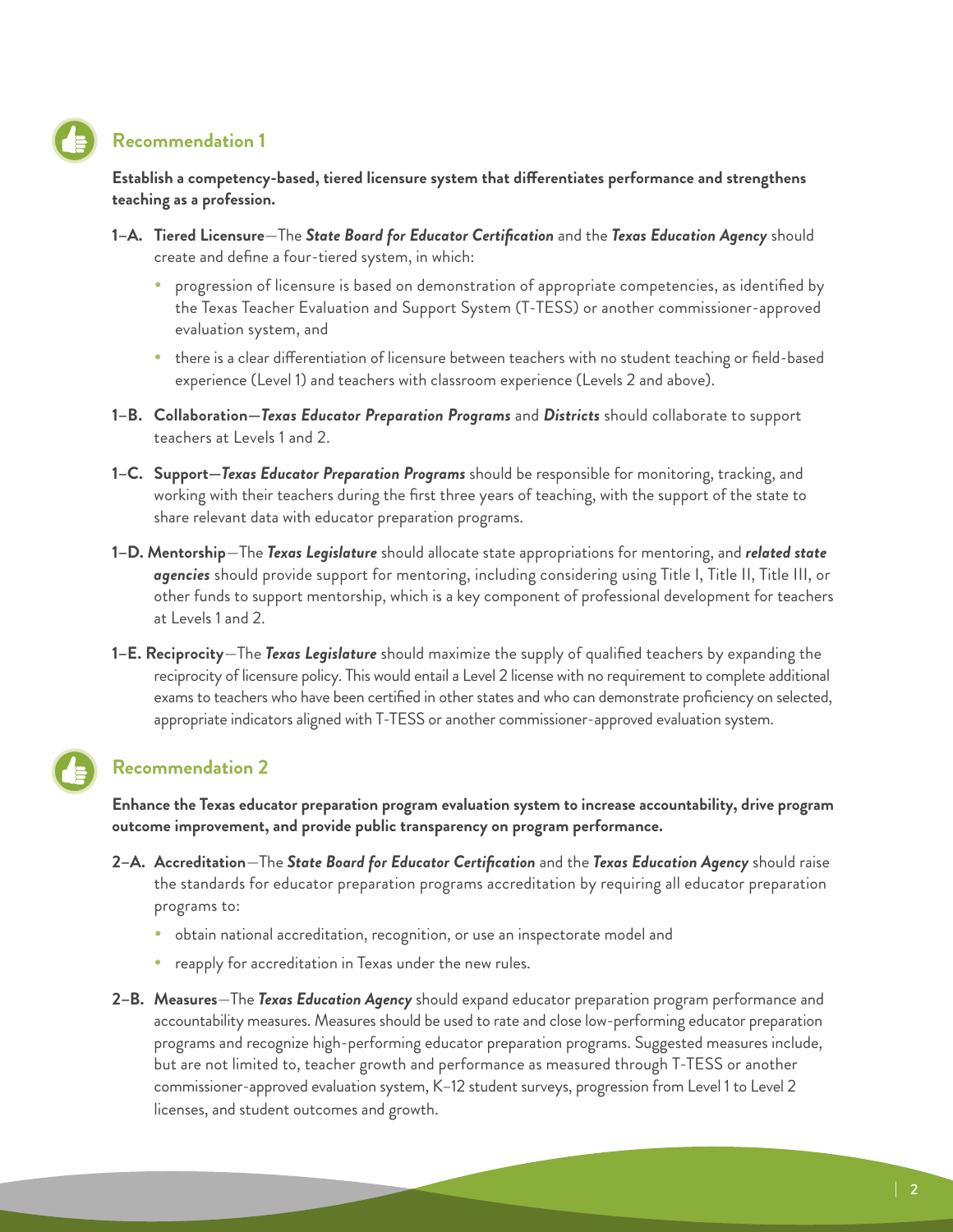## Recommendation 1

**Establish a competency-based, tiered licensure system that differentiates performance and strengthens teaching as a profession.**

**1–A. Tiered Licensure**—The ***State Board for Educator Certification*** and the ***Texas Education Agency*** should create and define a four-tiered system, in which:

- progression of licensure is based on demonstration of appropriate competencies, as identified by the Texas Teacher Evaluation and Support System (T-TESS) or another commissioner-approved evaluation system, and
- there is a clear differentiation of licensure between teachers with no student teaching or field-based experience (Level 1) and teachers with classroom experience (Levels 2 and above).

**1–B. Collaboration**—***Texas Educator Preparation Programs*** and ***Districts*** should collaborate to support teachers at Levels 1 and 2.

**1–C. Support**—***Texas Educator Preparation Programs*** should be responsible for monitoring, tracking, and working with their teachers during the first three years of teaching, with the support of the state to share relevant data with educator preparation programs.

**1–D. Mentorship**—The ***Texas Legislature*** should allocate state appropriations for mentoring, and ***related state agencies*** should provide support for mentoring, including considering using Title I, Title II, Title III, or other funds to support mentorship, which is a key component of professional development for teachers at Levels 1 and 2.

**1–E. Reciprocity**—The ***Texas Legislature*** should maximize the supply of qualified teachers by expanding the reciprocity of licensure policy. This would entail a Level 2 license with no requirement to complete additional exams to teachers who have been certified in other states and who can demonstrate proficiency on selected, appropriate indicators aligned with T-TESS or another commissioner-approved evaluation system.

## Recommendation 2

**Enhance the Texas educator preparation program evaluation system to increase accountability, drive program outcome improvement, and provide public transparency on program performance.**

**2–A. Accreditation**—The ***State Board for Educator Certification*** and the ***Texas Education Agency*** should raise the standards for educator preparation programs accreditation by requiring all educator preparation programs to:

- obtain national accreditation, recognition, or use an inspectorate model and
- reapply for accreditation in Texas under the new rules.

**2–B. Measures**—The ***Texas Education Agency*** should expand educator preparation program performance and accountability measures. Measures should be used to rate and close low-performing educator preparation programs and recognize high-performing educator preparation programs. Suggested measures include, but are not limited to, teacher growth and performance as measured through T-TESS or another commissioner-approved evaluation system, K–12 student surveys, progression from Level 1 to Level 2 licenses, and student outcomes and growth.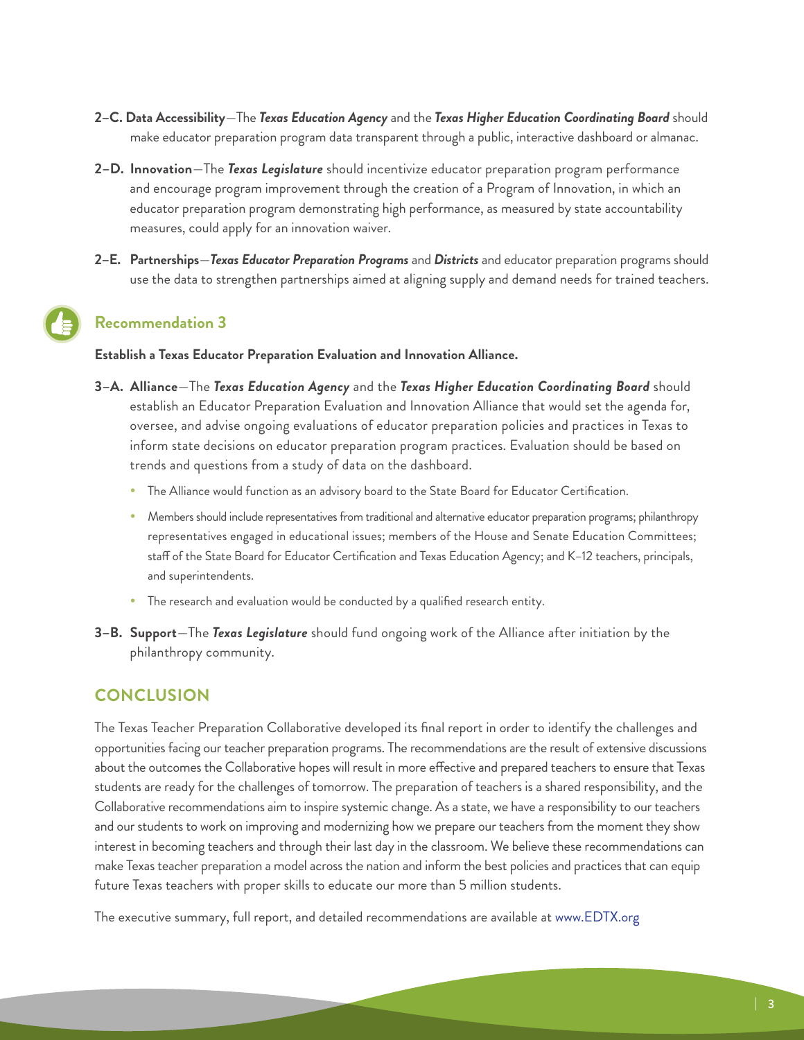**2–C. Data Accessibility**—The ***Texas Education Agency*** and the ***Texas Higher Education Coordinating Board*** should make educator preparation program data transparent through a public, interactive dashboard or almanac.

**2–D. Innovation**—The ***Texas Legislature*** should incentivize educator preparation program performance and encourage program improvement through the creation of a Program of Innovation, in which an educator preparation program demonstrating high performance, as measured by state accountability measures, could apply for an innovation waiver.

**2–E. Partnerships**—***Texas Educator Preparation Programs*** and ***Districts*** and educator preparation programs should use the data to strengthen partnerships aimed at aligning supply and demand needs for trained teachers.

## Recommendation 3

**Establish a Texas Educator Preparation Evaluation and Innovation Alliance.**

**3–A. Alliance**—The ***Texas Education Agency*** and the ***Texas Higher Education Coordinating Board*** should establish an Educator Preparation Evaluation and Innovation Alliance that would set the agenda for, oversee, and advise ongoing evaluations of educator preparation policies and practices in Texas to inform state decisions on educator preparation program practices. Evaluation should be based on trends and questions from a study of data on the dashboard.

- The Alliance would function as an advisory board to the State Board for Educator Certification.
- Members should include representatives from traditional and alternative educator preparation programs; philanthropy representatives engaged in educational issues; members of the House and Senate Education Committees; staff of the State Board for Educator Certification and Texas Education Agency; and K–12 teachers, principals, and superintendents.
- The research and evaluation would be conducted by a qualified research entity.

**3–B. Support**—The ***Texas Legislature*** should fund ongoing work of the Alliance after initiation by the philanthropy community.

## CONCLUSION

The Texas Teacher Preparation Collaborative developed its final report in order to identify the challenges and opportunities facing our teacher preparation programs. The recommendations are the result of extensive discussions about the outcomes the Collaborative hopes will result in more effective and prepared teachers to ensure that Texas students are ready for the challenges of tomorrow. The preparation of teachers is a shared responsibility, and the Collaborative recommendations aim to inspire systemic change. As a state, we have a responsibility to our teachers and our students to work on improving and modernizing how we prepare our teachers from the moment they show interest in becoming teachers and through their last day in the classroom. We believe these recommendations can make Texas teacher preparation a model across the nation and inform the best policies and practices that can equip future Texas teachers with proper skills to educate our more than 5 million students.

The executive summary, full report, and detailed recommendations are available at www.EDTX.org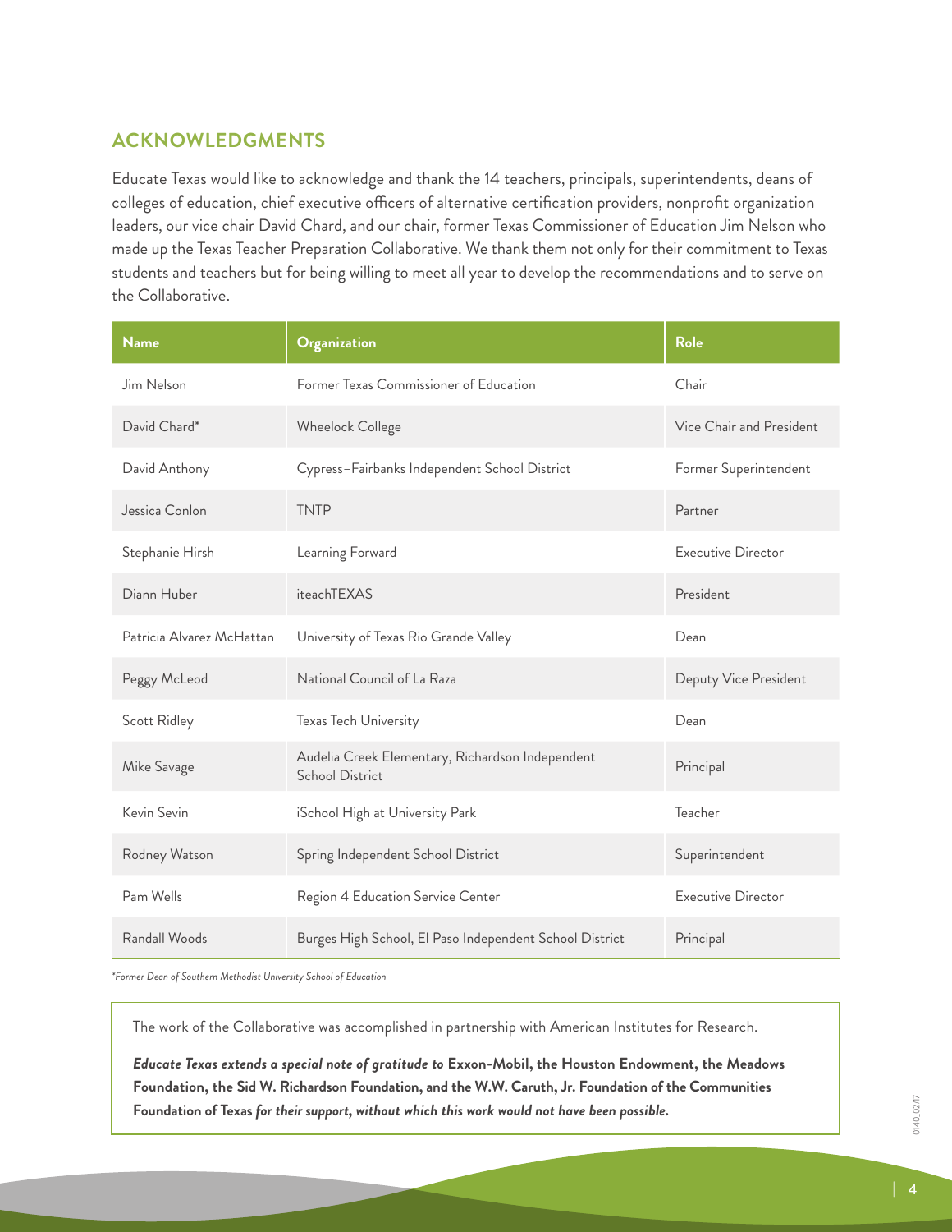## ACKNOWLEDGMENTS

Educate Texas would like to acknowledge and thank the 14 teachers, principals, superintendents, deans of colleges of education, chief executive officers of alternative certification providers, nonprofit organization leaders, our vice chair David Chard, and our chair, former Texas Commissioner of Education Jim Nelson who made up the Texas Teacher Preparation Collaborative. We thank them not only for their commitment to Texas students and teachers but for being willing to meet all year to develop the recommendations and to serve on the Collaborative.

| Name | Organization | Role |
|---|---|---|
| Jim Nelson | Former Texas Commissioner of Education | Chair |
| David Chard* | Wheelock College | Vice Chair and President |
| David Anthony | Cypress–Fairbanks Independent School District | Former Superintendent |
| Jessica Conlon | TNTP | Partner |
| Stephanie Hirsh | Learning Forward | Executive Director |
| Diann Huber | iteachTEXAS | President |
| Patricia Alvarez McHattan | University of Texas Rio Grande Valley | Dean |
| Peggy McLeod | National Council of La Raza | Deputy Vice President |
| Scott Ridley | Texas Tech University | Dean |
| Mike Savage | Audelia Creek Elementary, Richardson Independent School District | Principal |
| Kevin Sevin | iSchool High at University Park | Teacher |
| Rodney Watson | Spring Independent School District | Superintendent |
| Pam Wells | Region 4 Education Service Center | Executive Director |
| Randall Woods | Burges High School, El Paso Independent School District | Principal |

*\*Former Dean of Southern Methodist University School of Education*

The work of the Collaborative was accomplished in partnership with American Institutes for Research.

***Educate Texas extends a special note of gratitude to* Exxon-Mobil, the Houston Endowment, the Meadows Foundation, the Sid W. Richardson Foundation, and the W.W. Caruth, Jr. Foundation of the Communities Foundation of Texas *for their support, without which this work would not have been possible.***

0140_02/17